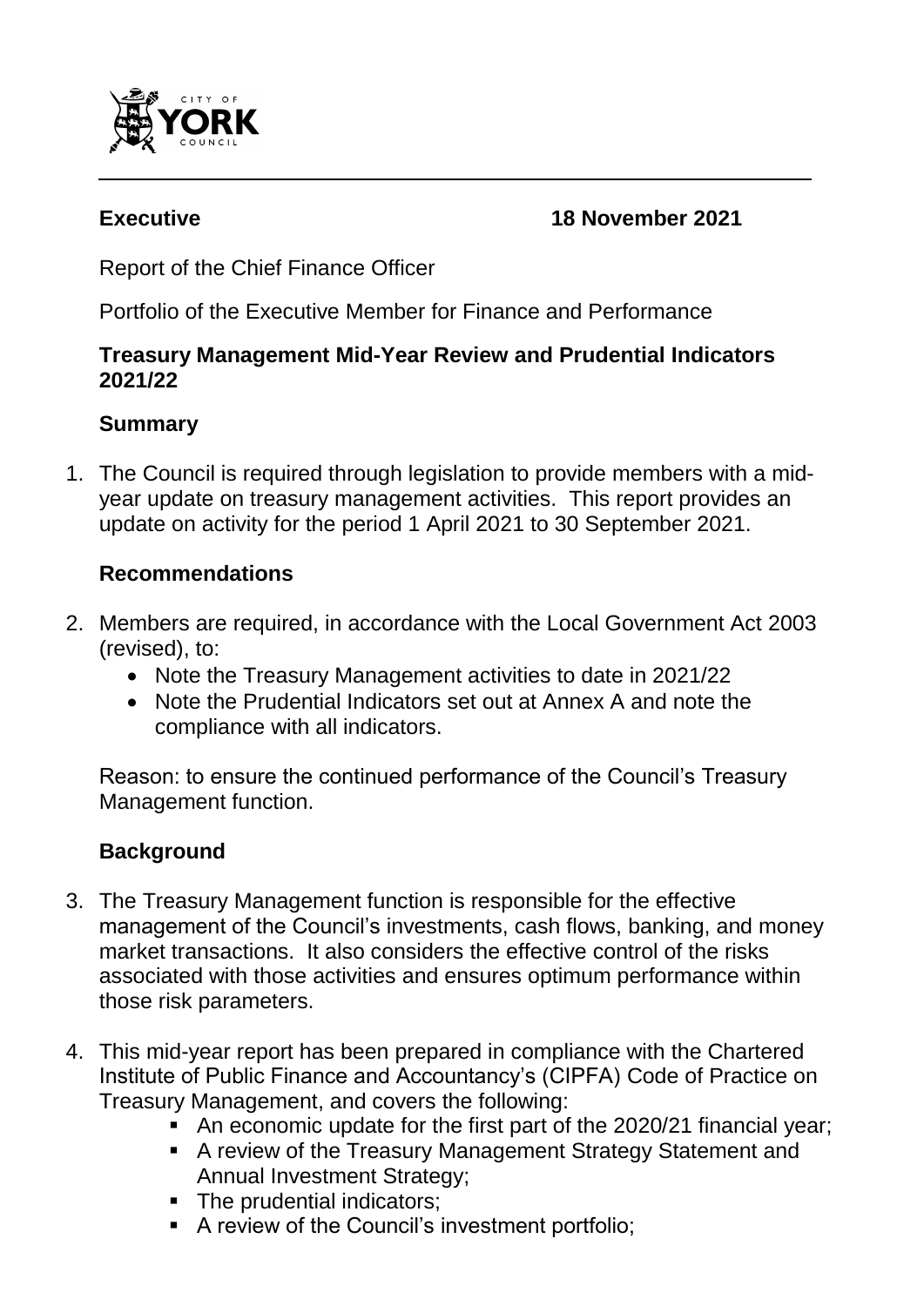**Executive 18 November 2021**

Report of the Chief Finance Officer

Portfolio of the Executive Member for Finance and Performance

**Treasury Management Mid-Year Review and Prudential Indicators 2021/22**

## Summary

1. The Council is required through legislation to provide members with a mid-year update on treasury management activities. This report provides an update on activity for the period 1 April 2021 to 30 September 2021.

## Recommendations

2. Members are required, in accordance with the Local Government Act 2003 (revised), to:
   - Note the Treasury Management activities to date in 2021/22
   - Note the Prudential Indicators set out at Annex A and note the compliance with all indicators.

   Reason: to ensure the continued performance of the Council's Treasury Management function.

## Background

3. The Treasury Management function is responsible for the effective management of the Council's investments, cash flows, banking, and money market transactions. It also considers the effective control of the risks associated with those activities and ensures optimum performance within those risk parameters.

4. This mid-year report has been prepared in compliance with the Chartered Institute of Public Finance and Accountancy's (CIPFA) Code of Practice on Treasury Management, and covers the following:
   - An economic update for the first part of the 2020/21 financial year;
   - A review of the Treasury Management Strategy Statement and Annual Investment Strategy;
   - The prudential indicators;
   - A review of the Council's investment portfolio;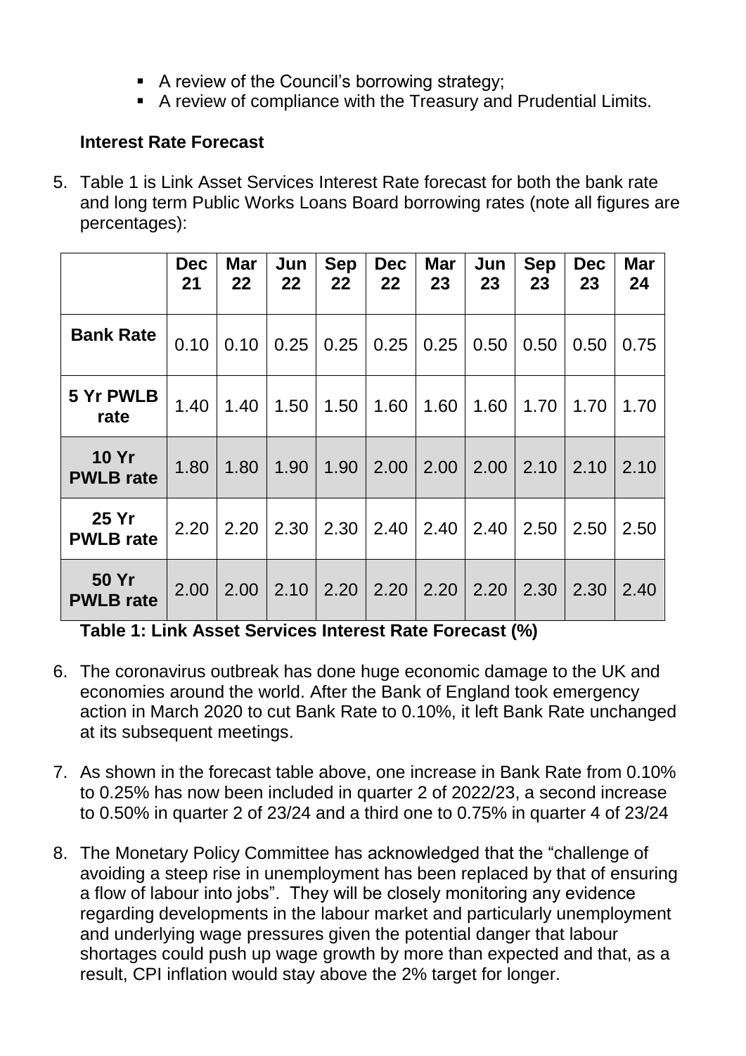- A review of the Council's borrowing strategy;
- A review of compliance with the Treasury and Prudential Limits.

**Interest Rate Forecast**

5. Table 1 is Link Asset Services Interest Rate forecast for both the bank rate and long term Public Works Loans Board borrowing rates (note all figures are percentages):

| | Dec 21 | Mar 22 | Jun 22 | Sep 22 | Dec 22 | Mar 23 | Jun 23 | Sep 23 | Dec 23 | Mar 24 |
|---|---|---|---|---|---|---|---|---|---|---|
| **Bank Rate** | 0.10 | 0.10 | 0.25 | 0.25 | 0.25 | 0.25 | 0.50 | 0.50 | 0.50 | 0.75 |
| **5 Yr PWLB rate** | 1.40 | 1.40 | 1.50 | 1.50 | 1.60 | 1.60 | 1.60 | 1.70 | 1.70 | 1.70 |
| **10 Yr PWLB rate** | 1.80 | 1.80 | 1.90 | 1.90 | 2.00 | 2.00 | 2.00 | 2.10 | 2.10 | 2.10 |
| **25 Yr PWLB rate** | 2.20 | 2.20 | 2.30 | 2.30 | 2.40 | 2.40 | 2.40 | 2.50 | 2.50 | 2.50 |
| **50 Yr PWLB rate** | 2.00 | 2.00 | 2.10 | 2.20 | 2.20 | 2.20 | 2.20 | 2.30 | 2.30 | 2.40 |

**Table 1: Link Asset Services Interest Rate Forecast (%)**

6. The coronavirus outbreak has done huge economic damage to the UK and economies around the world. After the Bank of England took emergency action in March 2020 to cut Bank Rate to 0.10%, it left Bank Rate unchanged at its subsequent meetings.

7. As shown in the forecast table above, one increase in Bank Rate from 0.10% to 0.25% has now been included in quarter 2 of 2022/23, a second increase to 0.50% in quarter 2 of 23/24 and a third one to 0.75% in quarter 4 of 23/24

8. The Monetary Policy Committee has acknowledged that the "challenge of avoiding a steep rise in unemployment has been replaced by that of ensuring a flow of labour into jobs". They will be closely monitoring any evidence regarding developments in the labour market and particularly unemployment and underlying wage pressures given the potential danger that labour shortages could push up wage growth by more than expected and that, as a result, CPI inflation would stay above the 2% target for longer.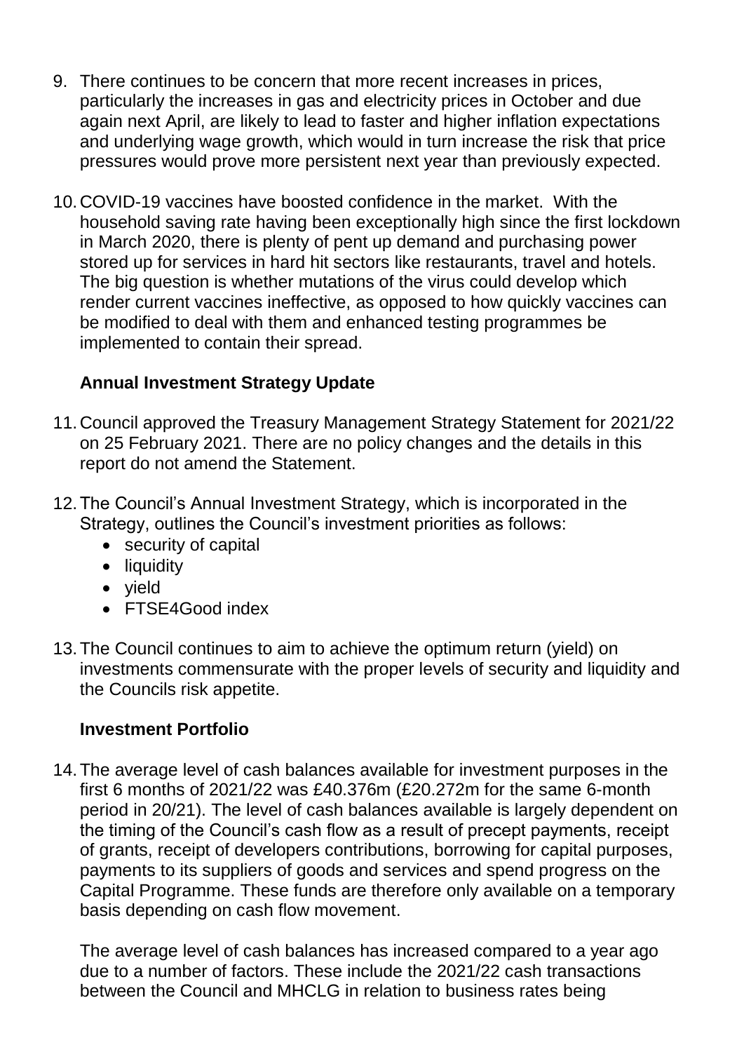9. There continues to be concern that more recent increases in prices, particularly the increases in gas and electricity prices in October and due again next April, are likely to lead to faster and higher inflation expectations and underlying wage growth, which would in turn increase the risk that price pressures would prove more persistent next year than previously expected.

10. COVID-19 vaccines have boosted confidence in the market. With the household saving rate having been exceptionally high since the first lockdown in March 2020, there is plenty of pent up demand and purchasing power stored up for services in hard hit sectors like restaurants, travel and hotels. The big question is whether mutations of the virus could develop which render current vaccines ineffective, as opposed to how quickly vaccines can be modified to deal with them and enhanced testing programmes be implemented to contain their spread.

**Annual Investment Strategy Update**

11. Council approved the Treasury Management Strategy Statement for 2021/22 on 25 February 2021. There are no policy changes and the details in this report do not amend the Statement.

12. The Council's Annual Investment Strategy, which is incorporated in the Strategy, outlines the Council's investment priorities as follows:
    - security of capital
    - liquidity
    - yield
    - FTSE4Good index

13. The Council continues to aim to achieve the optimum return (yield) on investments commensurate with the proper levels of security and liquidity and the Councils risk appetite.

**Investment Portfolio**

14. The average level of cash balances available for investment purposes in the first 6 months of 2021/22 was £40.376m (£20.272m for the same 6-month period in 20/21). The level of cash balances available is largely dependent on the timing of the Council's cash flow as a result of precept payments, receipt of grants, receipt of developers contributions, borrowing for capital purposes, payments to its suppliers of goods and services and spend progress on the Capital Programme. These funds are therefore only available on a temporary basis depending on cash flow movement.

    The average level of cash balances has increased compared to a year ago due to a number of factors. These include the 2021/22 cash transactions between the Council and MHCLG in relation to business rates being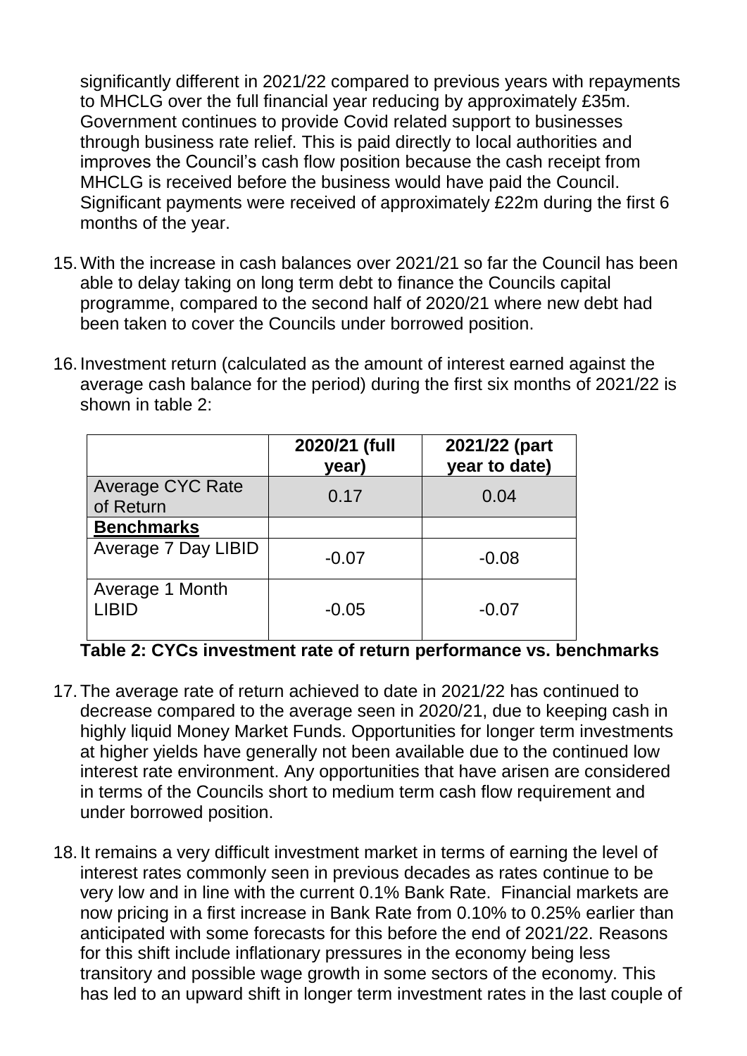significantly different in 2021/22 compared to previous years with repayments to MHCLG over the full financial year reducing by approximately £35m. Government continues to provide Covid related support to businesses through business rate relief. This is paid directly to local authorities and improves the Council's cash flow position because the cash receipt from MHCLG is received before the business would have paid the Council. Significant payments were received of approximately £22m during the first 6 months of the year.

15. With the increase in cash balances over 2021/21 so far the Council has been able to delay taking on long term debt to finance the Councils capital programme, compared to the second half of 2020/21 where new debt had been taken to cover the Councils under borrowed position.

16. Investment return (calculated as the amount of interest earned against the average cash balance for the period) during the first six months of 2021/22 is shown in table 2:

| | **2020/21 (full year)** | **2021/22 (part year to date)** |
|---|---|---|
| Average CYC Rate of Return | 0.17 | 0.04 |
| **Benchmarks** | | |
| Average 7 Day LIBID | -0.07 | -0.08 |
| Average 1 Month LIBID | -0.05 | -0.07 |

**Table 2: CYCs investment rate of return performance vs. benchmarks**

17. The average rate of return achieved to date in 2021/22 has continued to decrease compared to the average seen in 2020/21, due to keeping cash in highly liquid Money Market Funds. Opportunities for longer term investments at higher yields have generally not been available due to the continued low interest rate environment. Any opportunities that have arisen are considered in terms of the Councils short to medium term cash flow requirement and under borrowed position.

18. It remains a very difficult investment market in terms of earning the level of interest rates commonly seen in previous decades as rates continue to be very low and in line with the current 0.1% Bank Rate. Financial markets are now pricing in a first increase in Bank Rate from 0.10% to 0.25% earlier than anticipated with some forecasts for this before the end of 2021/22. Reasons for this shift include inflationary pressures in the economy being less transitory and possible wage growth in some sectors of the economy. This has led to an upward shift in longer term investment rates in the last couple of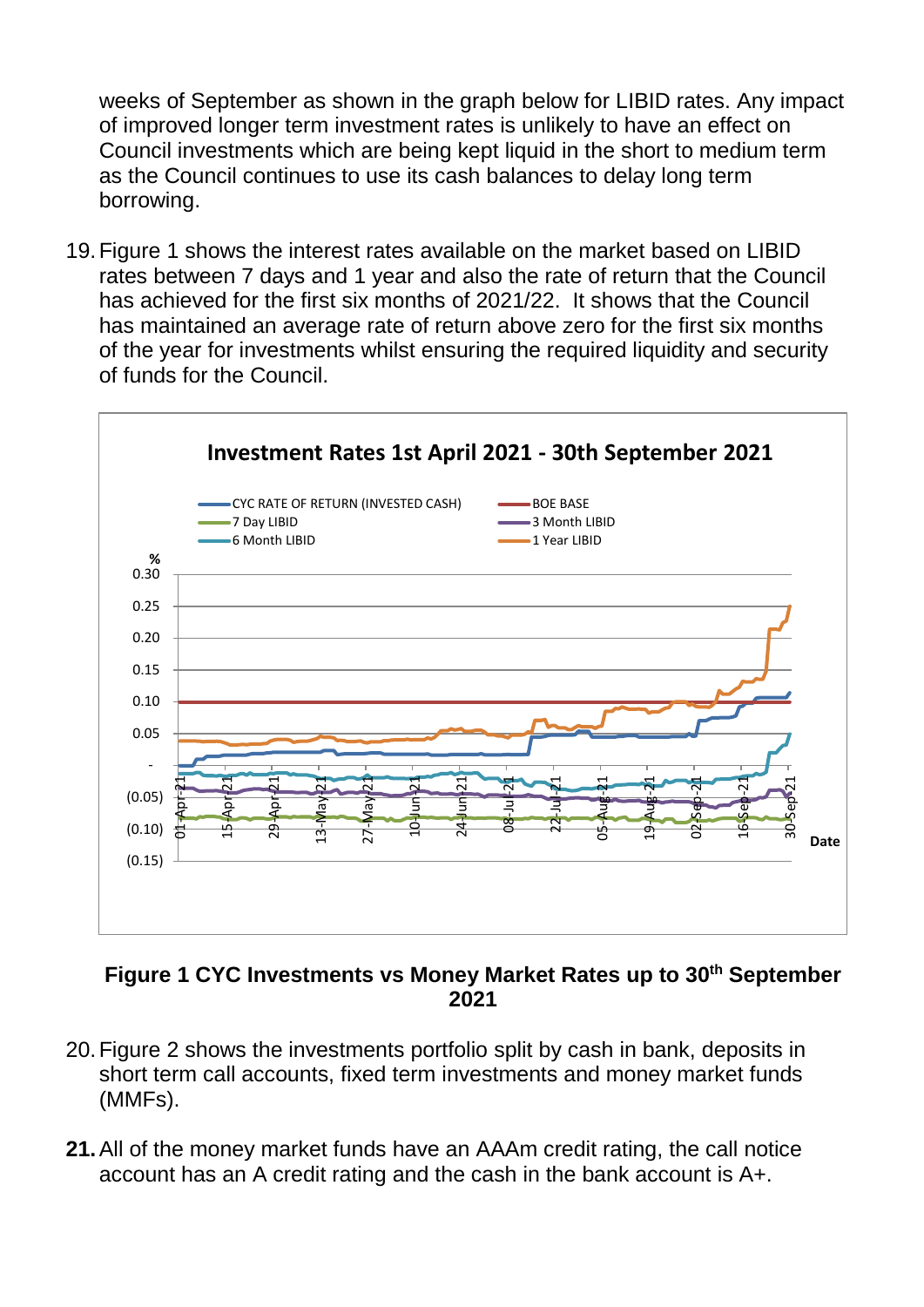weeks of September as shown in the graph below for LIBID rates. Any impact of improved longer term investment rates is unlikely to have an effect on Council investments which are being kept liquid in the short to medium term as the Council continues to use its cash balances to delay long term borrowing.

19. Figure 1 shows the interest rates available on the market based on LIBID rates between 7 days and 1 year and also the rate of return that the Council has achieved for the first six months of 2021/22. It shows that the Council has maintained an average rate of return above zero for the first six months of the year for investments whilst ensuring the required liquidity and security of funds for the Council.

**Figure 1 CYC Investments vs Money Market Rates up to 30th September 2021**

20. Figure 2 shows the investments portfolio split by cash in bank, deposits in short term call accounts, fixed term investments and money market funds (MMFs).

**21.** All of the money market funds have an AAAm credit rating, the call notice account has an A credit rating and the cash in the bank account is A+.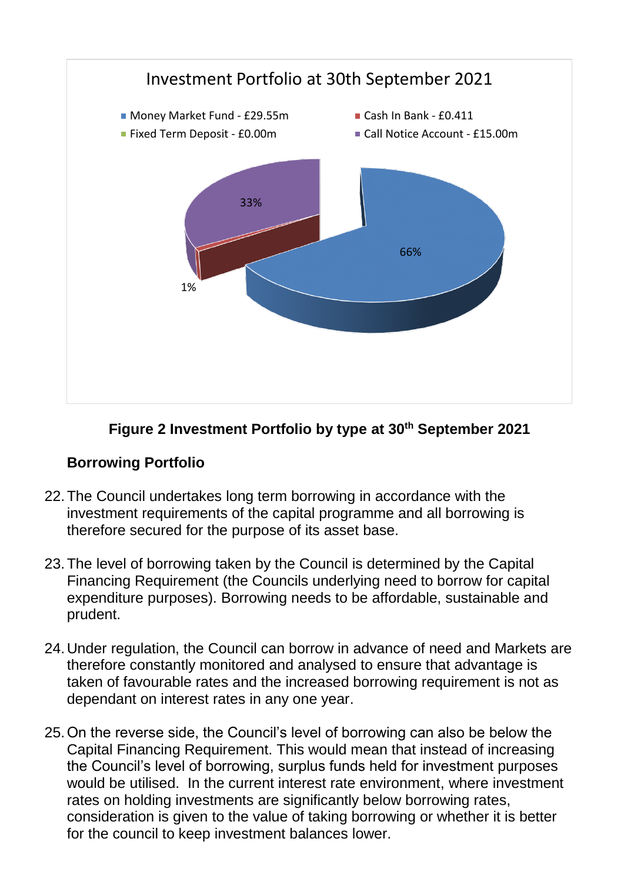Investment Portfolio at 30th September 2021

- Money Market Fund - £29.55m
- Cash In Bank - £0.411
- Fixed Term Deposit - £0.00m
- Call Notice Account - £15.00m

66%
33%
1%

**Figure 2 Investment Portfolio by type at 30th September 2021**

**Borrowing Portfolio**

22. The Council undertakes long term borrowing in accordance with the investment requirements of the capital programme and all borrowing is therefore secured for the purpose of its asset base.

23. The level of borrowing taken by the Council is determined by the Capital Financing Requirement (the Councils underlying need to borrow for capital expenditure purposes). Borrowing needs to be affordable, sustainable and prudent.

24. Under regulation, the Council can borrow in advance of need and Markets are therefore constantly monitored and analysed to ensure that advantage is taken of favourable rates and the increased borrowing requirement is not as dependant on interest rates in any one year.

25. On the reverse side, the Council's level of borrowing can also be below the Capital Financing Requirement. This would mean that instead of increasing the Council's level of borrowing, surplus funds held for investment purposes would be utilised. In the current interest rate environment, where investment rates on holding investments are significantly below borrowing rates, consideration is given to the value of taking borrowing or whether it is better for the council to keep investment balances lower.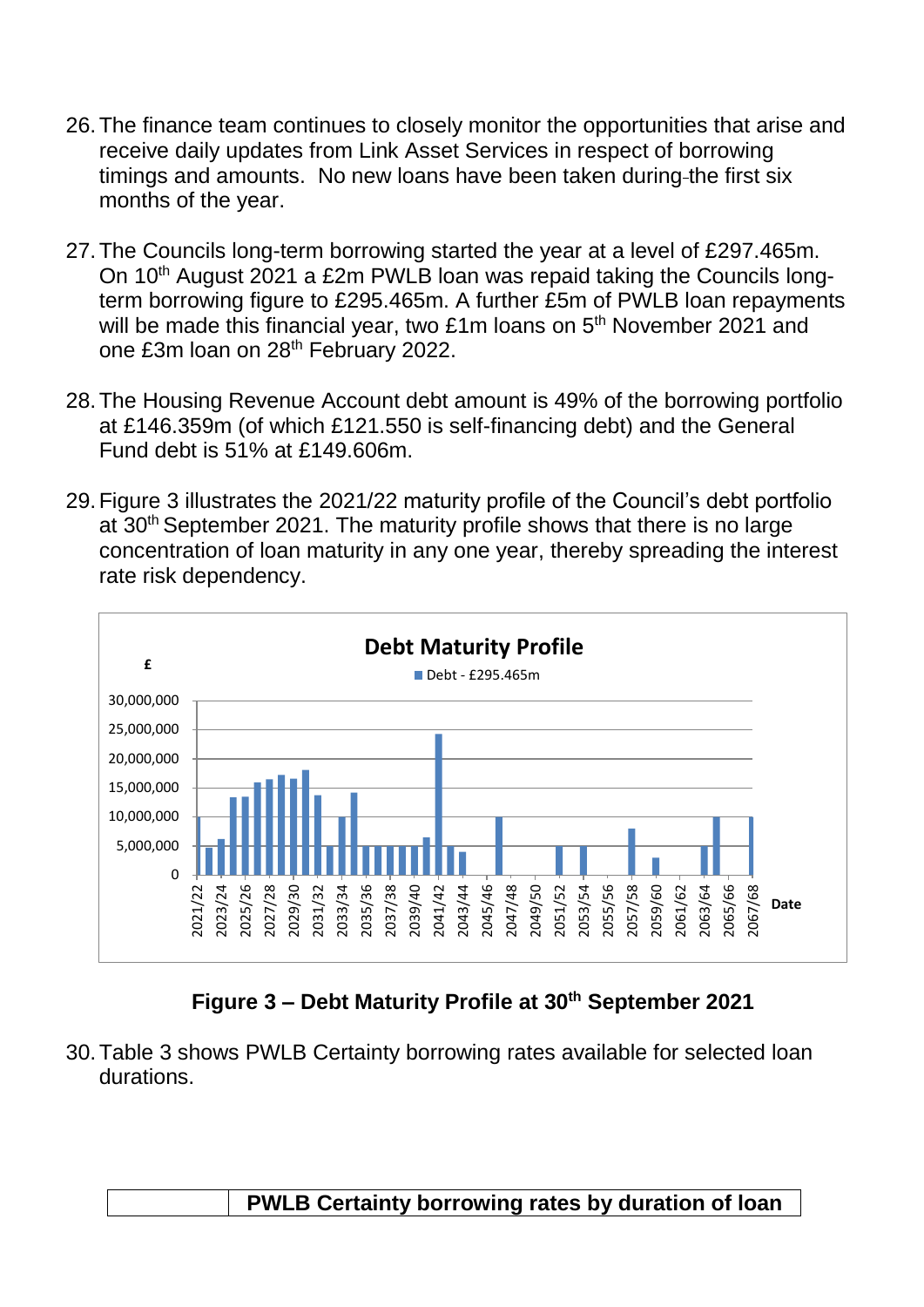26. The finance team continues to closely monitor the opportunities that arise and receive daily updates from Link Asset Services in respect of borrowing timings and amounts. No new loans have been taken during the first six months of the year.

27. The Councils long-term borrowing started the year at a level of £297.465m. On 10th August 2021 a £2m PWLB loan was repaid taking the Councils long-term borrowing figure to £295.465m. A further £5m of PWLB loan repayments will be made this financial year, two £1m loans on 5th November 2021 and one £3m loan on 28th February 2022.

28. The Housing Revenue Account debt amount is 49% of the borrowing portfolio at £146.359m (of which £121.550 is self-financing debt) and the General Fund debt is 51% at £149.606m.

29. Figure 3 illustrates the 2021/22 maturity profile of the Council's debt portfolio at 30th September 2021. The maturity profile shows that there is no large concentration of loan maturity in any one year, thereby spreading the interest rate risk dependency.

**Figure 3 – Debt Maturity Profile at 30th September 2021**

30. Table 3 shows PWLB Certainty borrowing rates available for selected loan durations.

| | PWLB Certainty borrowing rates by duration of loan |
|---|---|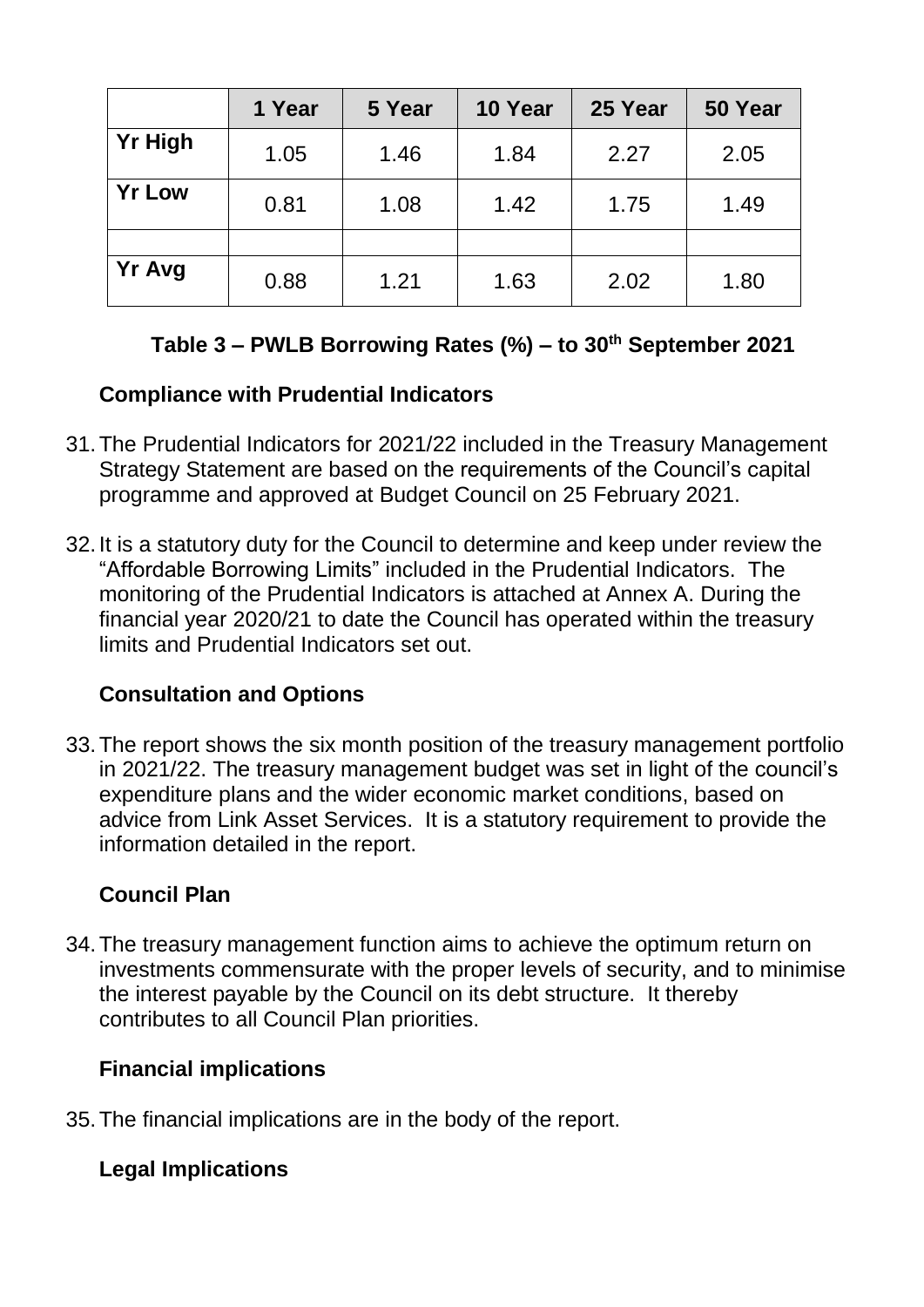| | 1 Year | 5 Year | 10 Year | 25 Year | 50 Year |
|---|---|---|---|---|---|
| **Yr High** | 1.05 | 1.46 | 1.84 | 2.27 | 2.05 |
| **Yr Low** | 0.81 | 1.08 | 1.42 | 1.75 | 1.49 |
| | | | | | |
| **Yr Avg** | 0.88 | 1.21 | 1.63 | 2.02 | 1.80 |

**Table 3 – PWLB Borrowing Rates (%) – to 30th September 2021**

### Compliance with Prudential Indicators

31. The Prudential Indicators for 2021/22 included in the Treasury Management Strategy Statement are based on the requirements of the Council's capital programme and approved at Budget Council on 25 February 2021.

32. It is a statutory duty for the Council to determine and keep under review the "Affordable Borrowing Limits" included in the Prudential Indicators. The monitoring of the Prudential Indicators is attached at Annex A. During the financial year 2020/21 to date the Council has operated within the treasury limits and Prudential Indicators set out.

### Consultation and Options

33. The report shows the six month position of the treasury management portfolio in 2021/22. The treasury management budget was set in light of the council's expenditure plans and the wider economic market conditions, based on advice from Link Asset Services. It is a statutory requirement to provide the information detailed in the report.

### Council Plan

34. The treasury management function aims to achieve the optimum return on investments commensurate with the proper levels of security, and to minimise the interest payable by the Council on its debt structure. It thereby contributes to all Council Plan priorities.

### Financial implications

35. The financial implications are in the body of the report.

### Legal Implications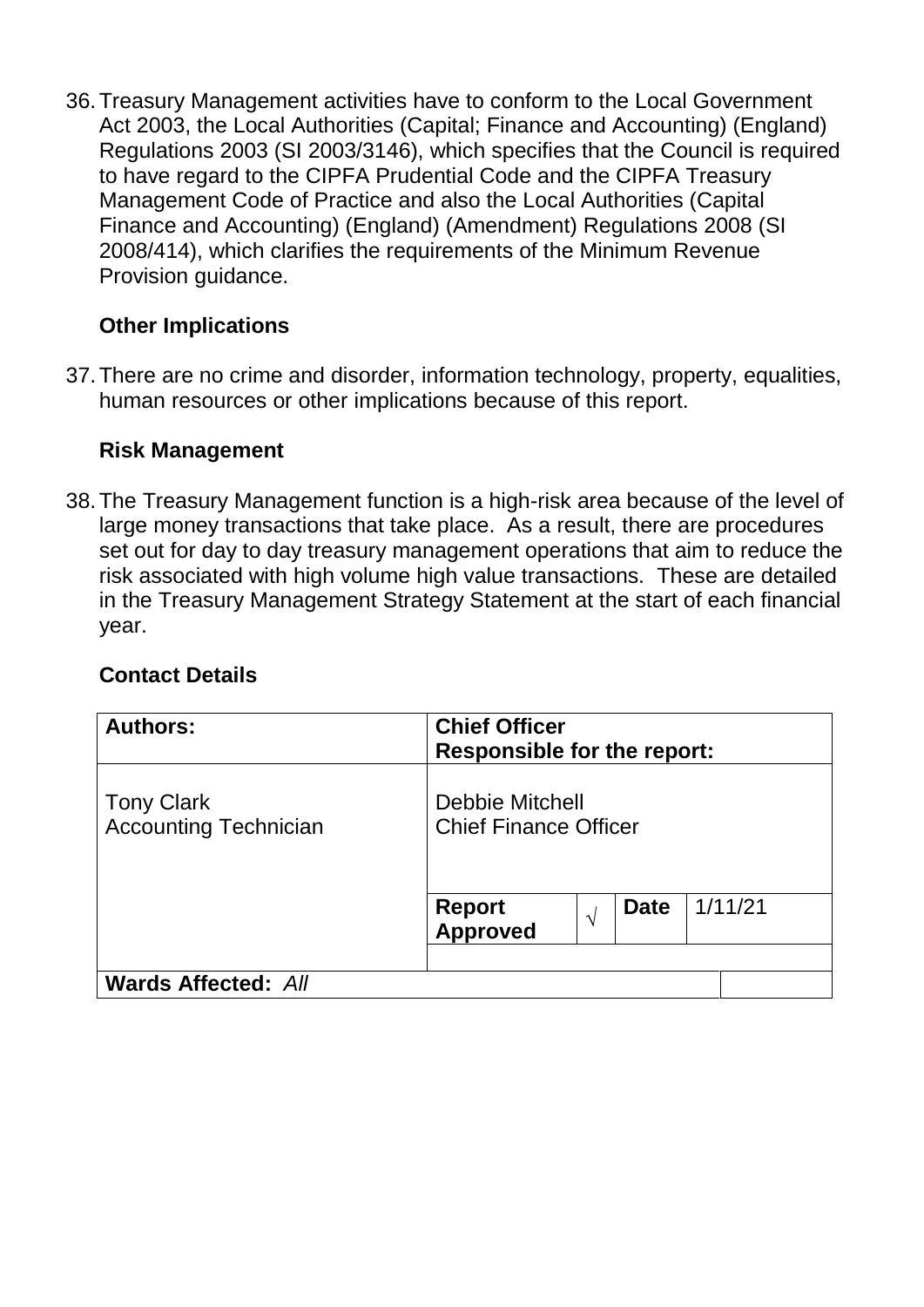36. Treasury Management activities have to conform to the Local Government Act 2003, the Local Authorities (Capital; Finance and Accounting) (England) Regulations 2003 (SI 2003/3146), which specifies that the Council is required to have regard to the CIPFA Prudential Code and the CIPFA Treasury Management Code of Practice and also the Local Authorities (Capital Finance and Accounting) (England) (Amendment) Regulations 2008 (SI 2008/414), which clarifies the requirements of the Minimum Revenue Provision guidance.

**Other Implications**

37. There are no crime and disorder, information technology, property, equalities, human resources or other implications because of this report.

**Risk Management**

38. The Treasury Management function is a high-risk area because of the level of large money transactions that take place. As a result, there are procedures set out for day to day treasury management operations that aim to reduce the risk associated with high volume high value transactions. These are detailed in the Treasury Management Strategy Statement at the start of each financial year.

**Contact Details**

| **Authors:** | **Chief Officer Responsible for the report:** | | | |
|---|---|---|---|---|
| Tony Clark<br>Accounting Technician | Debbie Mitchell<br>Chief Finance Officer | | | |
| | **Report Approved** | √ | **Date** | 1/11/21 |
| **Wards Affected:** *All* | | | | |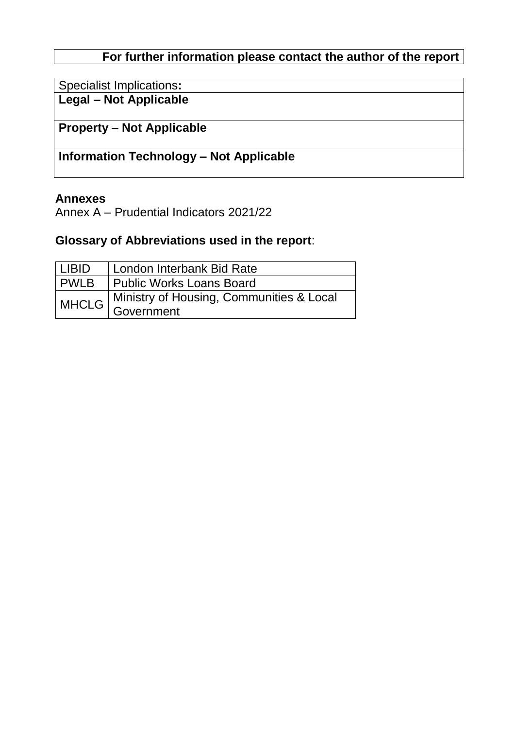| For further information please contact the author of the report |
| --- |

| Specialist Implications: |
| --- |
| **Legal – Not Applicable** |
| **Property – Not Applicable** |
| **Information Technology – Not Applicable** |

**Annexes**

Annex A – Prudential Indicators 2021/22

**Glossary of Abbreviations used in the report**:

| | |
| --- | --- |
| LIBID | London Interbank Bid Rate |
| PWLB | Public Works Loans Board |
| MHCLG | Ministry of Housing, Communities & Local Government |